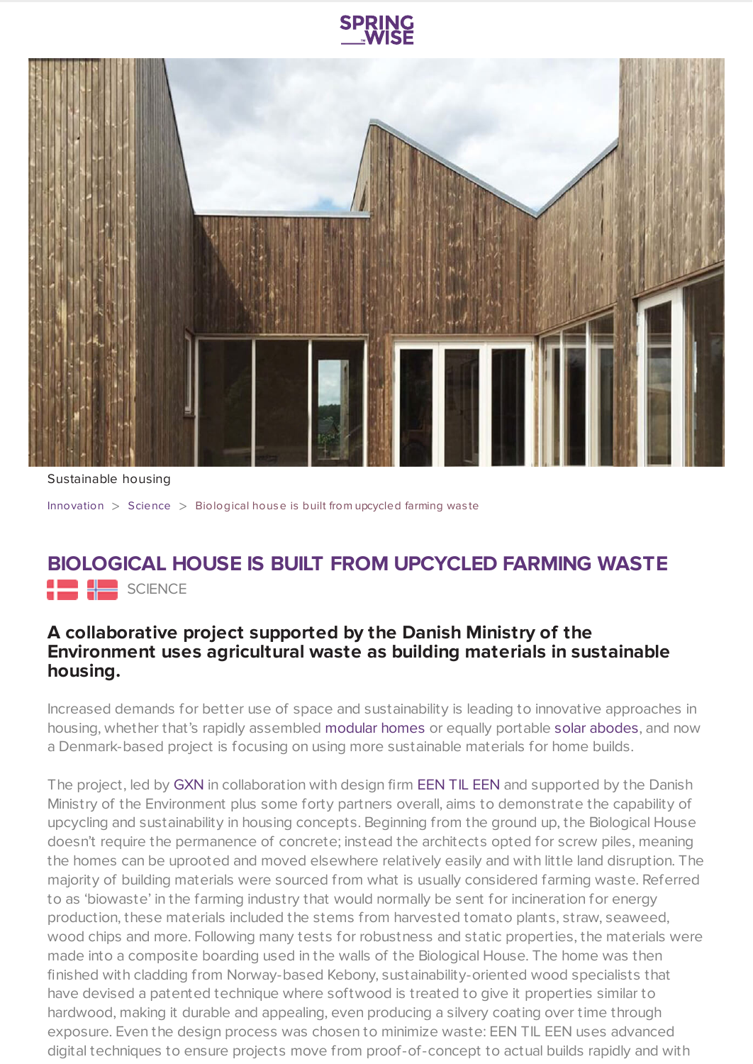Sustainable housing

Innovation > Science > Biological house is built from upcycled farming waste

# BIOLOGICAL HOUSE IS BUILT FROM UPCYCLED FARMING WASTE

SCIENCE

## A collaborative project supported by the Danish Ministry of the Environment uses agricultural waste as building materials in sustainable housing.

Increased demands for better use of space and sustainability is leading to innovative approaches in housing, whether that's rapidly assembled modular homes or equally portable solar abodes, and now a Denmark-based project is focusing on using more sustainable materials for home builds.

The project, led by GXN in collaboration with design firm EEN TIL EEN and supported by the Danish Ministry of the Environment plus some forty partners overall, aims to demonstrate the capability of upcycling and sustainability in housing concepts. Beginning from the ground up, the Biological House doesn't require the permanence of concrete; instead the architects opted for screw piles, meaning the homes can be uprooted and moved elsewhere relatively easily and with little land disruption. The majority of building materials were sourced from what is usually considered farming waste. Referred to as 'biowaste' in the farming industry that would normally be sent for incineration for energy production, these materials included the stems from harvested tomato plants, straw, seaweed, wood chips and more. Following many tests for robustness and static properties, the materials were made into a composite boarding used in the walls of the Biological House. The home was then finished with cladding from Norway-based Kebony, sustainability-oriented wood specialists that have devised a patented technique where softwood is treated to give it properties similar to hardwood, making it durable and appealing, even producing a silvery coating over time through exposure. Even the design process was chosen to minimize waste: EEN TIL EEN uses advanced digital techniques to ensure projects move from proof-of-concept to actual builds rapidly and with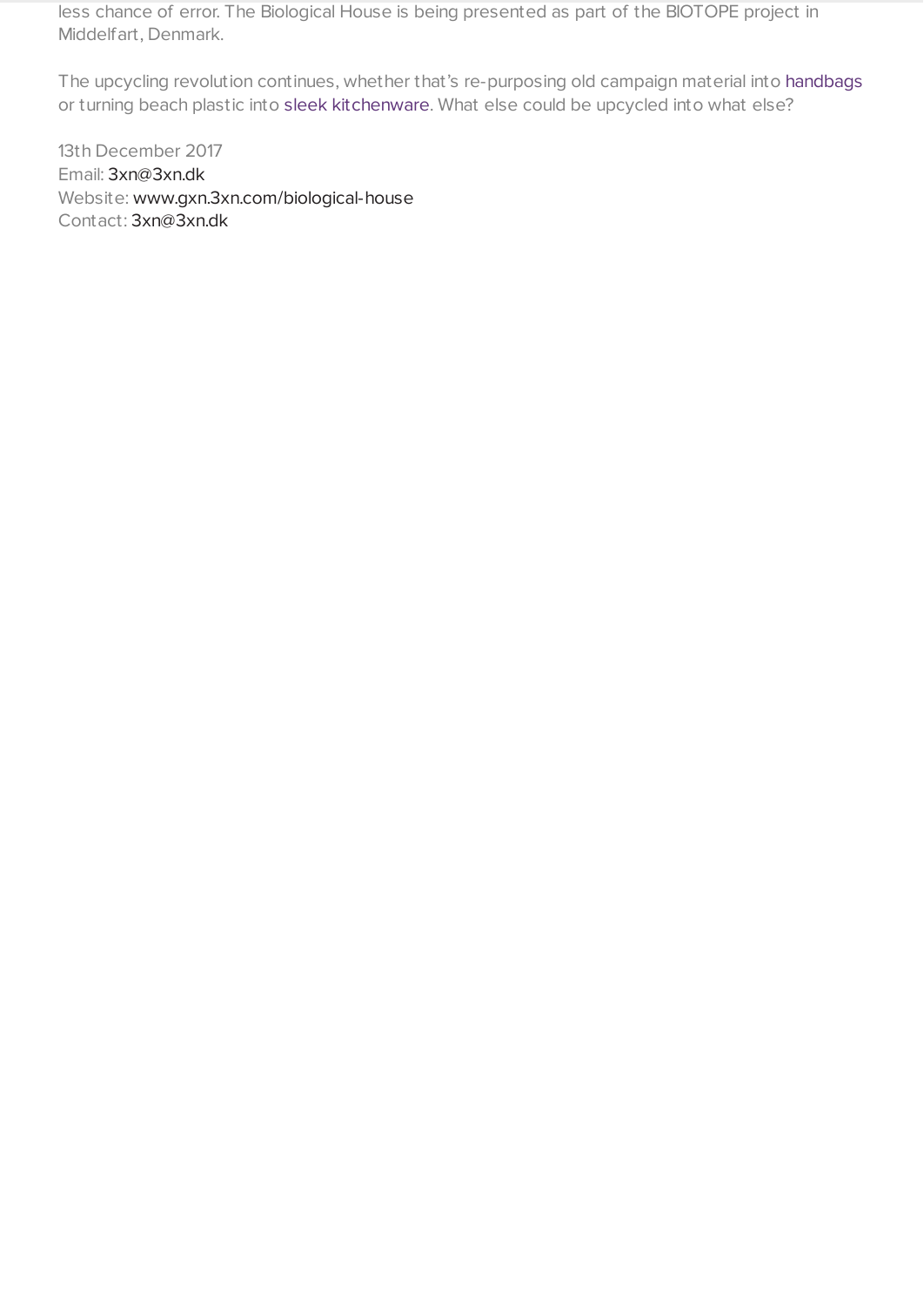less chance of error. The Biological House is being presented as part of the BIOTOPE project in Middelfart, Denmark.

The upcycling revolution continues, whether that's re-purposing old campaign material into handbags or turning beach plastic into sleek kitchenware. What else could be upcycled into what else?

13th December 2017
Email: 3xn@3xn.dk
Website: www.gxn.3xn.com/biological-house
Contact: 3xn@3xn.dk